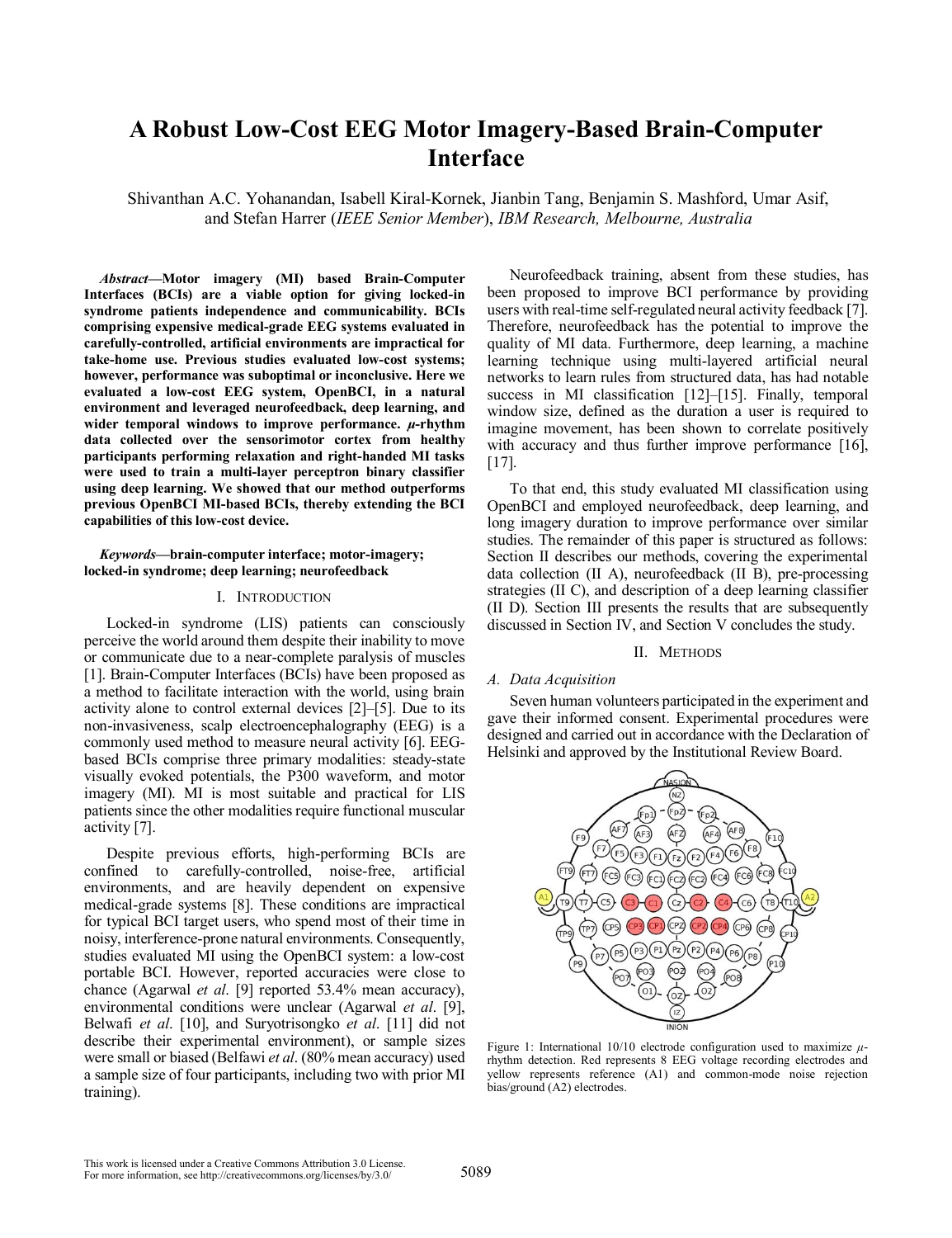# A Robust Low-Cost EEG Motor Imagery-Based Brain-Computer Interface

Shivanthan A.C. Yohanandan, Isabell Kiral-Kornek, Jianbin Tang, Benjamin S. Mashford, Umar Asif, and Stefan Harrer (*IEEE Senior Member*), *IBM Research, Melbourne, Australia*

***Abstract*—Motor imagery (MI) based Brain-Computer Interfaces (BCIs) are a viable option for giving locked-in syndrome patients independence and communicability. BCIs comprising expensive medical-grade EEG systems evaluated in carefully-controlled, artificial environments are impractical for take-home use. Previous studies evaluated low-cost systems; however, performance was suboptimal or inconclusive. Here we evaluated a low-cost EEG system, OpenBCI, in a natural environment and leveraged neurofeedback, deep learning, and wider temporal windows to improve performance. $\mu$-rhythm data collected over the sensorimotor cortex from healthy participants performing relaxation and right-handed MI tasks were used to train a multi-layer perceptron binary classifier using deep learning. We showed that our method outperforms previous OpenBCI MI-based BCIs, thereby extending the BCI capabilities of this low-cost device.**

***Keywords*—brain-computer interface; motor-imagery; locked-in syndrome; deep learning; neurofeedback**

## I. Introduction

Locked-in syndrome (LIS) patients can consciously perceive the world around them despite their inability to move or communicate due to a near-complete paralysis of muscles [1]. Brain-Computer Interfaces (BCIs) have been proposed as a method to facilitate interaction with the world, using brain activity alone to control external devices [2]–[5]. Due to its non-invasiveness, scalp electroencephalography (EEG) is a commonly used method to measure neural activity [6]. EEG-based BCIs comprise three primary modalities: steady-state visually evoked potentials, the P300 waveform, and motor imagery (MI). MI is most suitable and practical for LIS patients since the other modalities require functional muscular activity [7].

Despite previous efforts, high-performing BCIs are confined to carefully-controlled, noise-free, artificial environments, and are heavily dependent on expensive medical-grade systems [8]. These conditions are impractical for typical BCI target users, who spend most of their time in noisy, interference-prone natural environments. Consequently, studies evaluated MI using the OpenBCI system: a low-cost portable BCI. However, reported accuracies were close to chance (Agarwal *et al*. [9] reported 53.4% mean accuracy), environmental conditions were unclear (Agarwal *et al*. [9], Belwafi *et al*. [10], and Suryotrisongko *et al*. [11] did not describe their experimental environment), or sample sizes were small or biased (Belfawi *et al*. (80% mean accuracy) used a sample size of four participants, including two with prior MI training).

Neurofeedback training, absent from these studies, has been proposed to improve BCI performance by providing users with real-time self-regulated neural activity feedback [7]. Therefore, neurofeedback has the potential to improve the quality of MI data. Furthermore, deep learning, a machine learning technique using multi-layered artificial neural networks to learn rules from structured data, has had notable success in MI classification [12]–[15]. Finally, temporal window size, defined as the duration a user is required to imagine movement, has been shown to correlate positively with accuracy and thus further improve performance [16], [17].

To that end, this study evaluated MI classification using OpenBCI and employed neurofeedback, deep learning, and long imagery duration to improve performance over similar studies. The remainder of this paper is structured as follows: Section II describes our methods, covering the experimental data collection (II A), neurofeedback (II B), pre-processing strategies (II C), and description of a deep learning classifier (II D). Section III presents the results that are subsequently discussed in Section IV, and Section V concludes the study.

## II. Methods

### A. Data Acquisition

Seven human volunteers participated in the experiment and gave their informed consent. Experimental procedures were designed and carried out in accordance with the Declaration of Helsinki and approved by the Institutional Review Board.

Figure 1: International 10/10 electrode configuration used to maximize $\mu$-rhythm detection. Red represents 8 EEG voltage recording electrodes and yellow represents reference (A1) and common-mode noise rejection bias/ground (A2) electrodes.

This work is licensed under a Creative Commons Attribution 3.0 License. For more information, see http://creativecommons.org/licenses/by/3.0/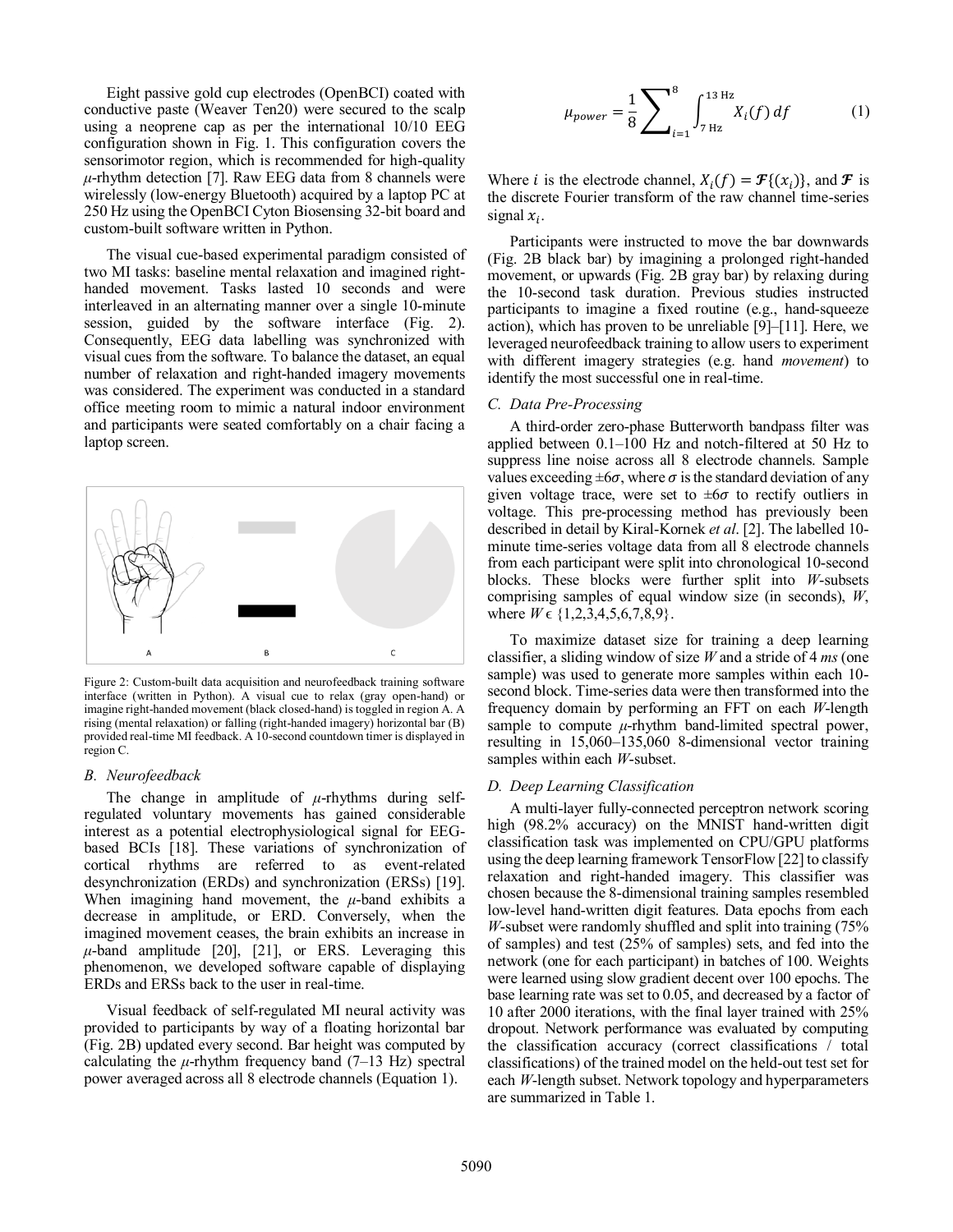Eight passive gold cup electrodes (OpenBCI) coated with conductive paste (Weaver Ten20) were secured to the scalp using a neoprene cap as per the international 10/10 EEG configuration shown in Fig. 1. This configuration covers the sensorimotor region, which is recommended for high-quality $\mu$-rhythm detection [7]. Raw EEG data from 8 channels were wirelessly (low-energy Bluetooth) acquired by a laptop PC at 250 Hz using the OpenBCI Cyton Biosensing 32-bit board and custom-built software written in Python.

The visual cue-based experimental paradigm consisted of two MI tasks: baseline mental relaxation and imagined right-handed movement. Tasks lasted 10 seconds and were interleaved in an alternating manner over a single 10-minute session, guided by the software interface (Fig. 2). Consequently, EEG data labelling was synchronized with visual cues from the software. To balance the dataset, an equal number of relaxation and right-handed imagery movements was considered. The experiment was conducted in a standard office meeting room to mimic a natural indoor environment and participants were seated comfortably on a chair facing a laptop screen.

Figure 2: Custom-built data acquisition and neurofeedback training software interface (written in Python). A visual cue to relax (gray open-hand) or imagine right-handed movement (black closed-hand) is toggled in region A. A rising (mental relaxation) or falling (right-handed imagery) horizontal bar (B) provided real-time MI feedback. A 10-second countdown timer is displayed in region C.

### B. Neurofeedback

The change in amplitude of $\mu$-rhythms during self-regulated voluntary movements has gained considerable interest as a potential electrophysiological signal for EEG-based BCIs [18]. These variations of synchronization of cortical rhythms are referred to as event-related desynchronization (ERDs) and synchronization (ERSs) [19]. When imagining hand movement, the $\mu$-band exhibits a decrease in amplitude, or ERD. Conversely, when the imagined movement ceases, the brain exhibits an increase in $\mu$-band amplitude [20], [21], or ERS. Leveraging this phenomenon, we developed software capable of displaying ERDs and ERSs back to the user in real-time.

Visual feedback of self-regulated MI neural activity was provided to participants by way of a floating horizontal bar (Fig. 2B) updated every second. Bar height was computed by calculating the $\mu$-rhythm frequency band (7–13 Hz) spectral power averaged across all 8 electrode channels (Equation 1).

$$\mu_{power} = \frac{1}{8}\sum_{i=1}^{8}\int_{7\text{ Hz}}^{13\text{ Hz}} X_i(f)\,df \qquad (1)$$

Where $i$ is the electrode channel, $X_i(f) = \mathcal{F}\{(x_i)\}$, and $\mathcal{F}$ is the discrete Fourier transform of the raw channel time-series signal $x_i$.

Participants were instructed to move the bar downwards (Fig. 2B black bar) by imagining a prolonged right-handed movement, or upwards (Fig. 2B gray bar) by relaxing during the 10-second task duration. Previous studies instructed participants to imagine a fixed routine (e.g., hand-squeeze action), which has proven to be unreliable [9]–[11]. Here, we leveraged neurofeedback training to allow users to experiment with different imagery strategies (e.g. hand *movement*) to identify the most successful one in real-time.

### C. Data Pre-Processing

A third-order zero-phase Butterworth bandpass filter was applied between 0.1–100 Hz and notch-filtered at 50 Hz to suppress line noise across all 8 electrode channels. Sample values exceeding $\pm 6\sigma$, where $\sigma$ is the standard deviation of any given voltage trace, were set to $\pm 6\sigma$ to rectify outliers in voltage. This pre-processing method has previously been described in detail by Kiral-Kornek *et al*. [2]. The labelled 10-minute time-series voltage data from all 8 electrode channels from each participant were split into chronological 10-second blocks. These blocks were further split into *W*-subsets comprising samples of equal window size (in seconds), *W*, where $W \in \{1,2,3,4,5,6,7,8,9\}$.

To maximize dataset size for training a deep learning classifier, a sliding window of size *W* and a stride of 4 *ms* (one sample) was used to generate more samples within each 10-second block. Time-series data were then transformed into the frequency domain by performing an FFT on each *W*-length sample to compute $\mu$-rhythm band-limited spectral power, resulting in 15,060–135,060 8-dimensional vector training samples within each *W*-subset.

### D. Deep Learning Classification

A multi-layer fully-connected perceptron network scoring high (98.2% accuracy) on the MNIST hand-written digit classification task was implemented on CPU/GPU platforms using the deep learning framework TensorFlow [22] to classify relaxation and right-handed imagery. This classifier was chosen because the 8-dimensional training samples resembled low-level hand-written digit features. Data epochs from each *W*-subset were randomly shuffled and split into training (75% of samples) and test (25% of samples) sets, and fed into the network (one for each participant) in batches of 100. Weights were learned using slow gradient decent over 100 epochs. The base learning rate was set to 0.05, and decreased by a factor of 10 after 2000 iterations, with the final layer trained with 25% dropout. Network performance was evaluated by computing the classification accuracy (correct classifications / total classifications) of the trained model on the held-out test set for each *W*-length subset. Network topology and hyperparameters are summarized in Table 1.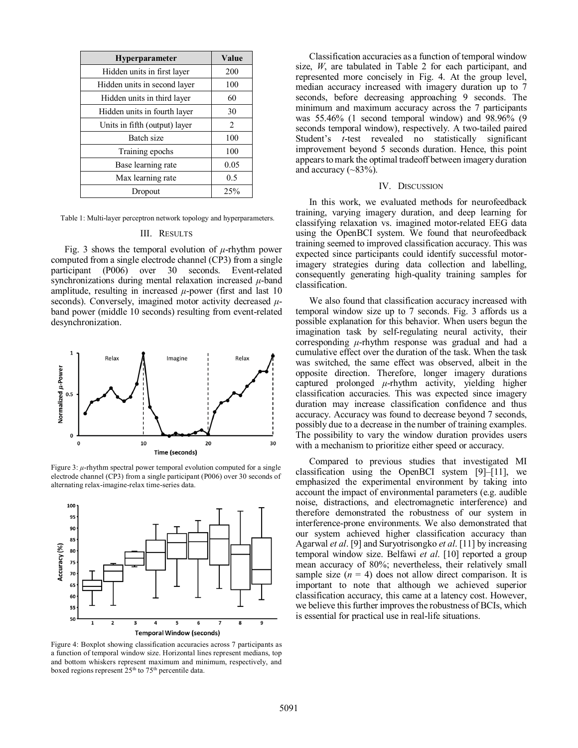| Hyperparameter | Value |
|---|---|
| Hidden units in first layer | 200 |
| Hidden units in second layer | 100 |
| Hidden units in third layer | 60 |
| Hidden units in fourth layer | 30 |
| Units in fifth (output) layer | 2 |
| Batch size | 100 |
| Training epochs | 100 |
| Base learning rate | 0.05 |
| Max learning rate | 0.5 |
| Dropout | 25% |

Table 1: Multi-layer perceptron network topology and hyperparameters.

## III. Results

Fig. 3 shows the temporal evolution of $\mu$-rhythm power computed from a single electrode channel (CP3) from a single participant (P006) over 30 seconds. Event-related synchronizations during mental relaxation increased $\mu$-band amplitude, resulting in increased $\mu$-power (first and last 10 seconds). Conversely, imagined motor activity decreased $\mu$-band power (middle 10 seconds) resulting from event-related desynchronization.

Figure 3: $\mu$-rhythm spectral power temporal evolution computed for a single electrode channel (CP3) from a single participant (P006) over 30 seconds of alternating relax-imagine-relax time-series data.

Figure 4: Boxplot showing classification accuracies across 7 participants as a function of temporal window size. Horizontal lines represent medians, top and bottom whiskers represent maximum and minimum, respectively, and boxed regions represent 25th to 75th percentile data.

Classification accuracies as a function of temporal window size, $W$, are tabulated in Table 2 for each participant, and represented more concisely in Fig. 4. At the group level, median accuracy increased with imagery duration up to 7 seconds, before decreasing approaching 9 seconds. The minimum and maximum accuracy across the 7 participants was 55.46% (1 second temporal window) and 98.96% (9 seconds temporal window), respectively. A two-tailed paired Student's $t$-test revealed no statistically significant improvement beyond 5 seconds duration. Hence, this point appears to mark the optimal tradeoff between imagery duration and accuracy (~83%).

## IV. Discussion

In this work, we evaluated methods for neurofeedback training, varying imagery duration, and deep learning for classifying relaxation vs. imagined motor-related EEG data using the OpenBCI system. We found that neurofeedback training seemed to improved classification accuracy. This was expected since participants could identify successful motor-imagery strategies during data collection and labelling, consequently generating high-quality training samples for classification.

We also found that classification accuracy increased with temporal window size up to 7 seconds. Fig. 3 affords us a possible explanation for this behavior. When users begun the imagination task by self-regulating neural activity, their corresponding $\mu$-rhythm response was gradual and had a cumulative effect over the duration of the task. When the task was switched, the same effect was observed, albeit in the opposite direction. Therefore, longer imagery durations captured prolonged $\mu$-rhythm activity, yielding higher classification accuracies. This was expected since imagery duration may increase classification confidence and thus accuracy. Accuracy was found to decrease beyond 7 seconds, possibly due to a decrease in the number of training examples. The possibility to vary the window duration provides users with a mechanism to prioritize either speed or accuracy.

Compared to previous studies that investigated MI classification using the OpenBCI system [9]–[11], we emphasized the experimental environment by taking into account the impact of environmental parameters (e.g. audible noise, distractions, and electromagnetic interference) and therefore demonstrated the robustness of our system in interference-prone environments. We also demonstrated that our system achieved higher classification accuracy than Agarwal *et al*. [9] and Suryotrisongko *et al*. [11] by increasing temporal window size. Belfawi *et al*. [10] reported a group mean accuracy of 80%; nevertheless, their relatively small sample size ($n$ = 4) does not allow direct comparison. It is important to note that although we achieved superior classification accuracy, this came at a latency cost. However, we believe this further improves the robustness of BCIs, which is essential for practical use in real-life situations.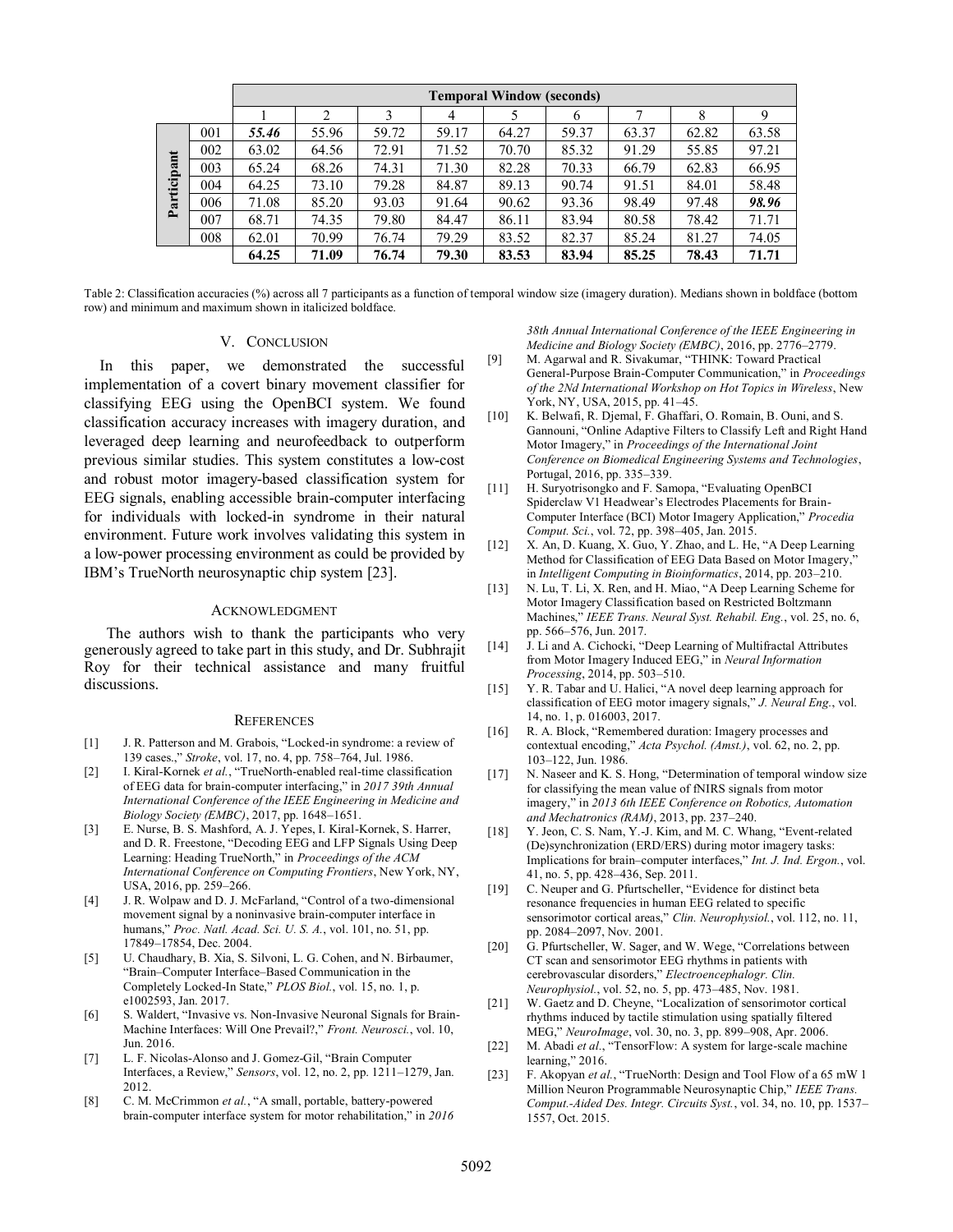| | | Temporal Window (seconds) | | | | | | | | |
|---|---|---|---|---|---|---|---|---|---|---|
| | | 1 | 2 | 3 | 4 | 5 | 6 | 7 | 8 | 9 |
| Participant | 001 | ***55.46*** | 55.96 | 59.72 | 59.17 | 64.27 | 59.37 | 63.37 | 62.82 | 63.58 |
| | 002 | 63.02 | 64.56 | 72.91 | 71.52 | 70.70 | 85.32 | 91.29 | 55.85 | 97.21 |
| | 003 | 65.24 | 68.26 | 74.31 | 71.30 | 82.28 | 70.33 | 66.79 | 62.83 | 66.95 |
| | 004 | 64.25 | 73.10 | 79.28 | 84.87 | 89.13 | 90.74 | 91.51 | 84.01 | 58.48 |
| | 006 | 71.08 | 85.20 | 93.03 | 91.64 | 90.62 | 93.36 | 98.49 | 97.48 | ***98.96*** |
| | 007 | 68.71 | 74.35 | 79.80 | 84.47 | 86.11 | 83.94 | 80.58 | 78.42 | 71.71 |
| | 008 | 62.01 | 70.99 | 76.74 | 79.29 | 83.52 | 82.37 | 85.24 | 81.27 | 74.05 |
| | | **64.25** | **71.09** | **76.74** | **79.30** | **83.53** | **83.94** | **85.25** | **78.43** | **71.71** |

Table 2: Classification accuracies (%) across all 7 participants as a function of temporal window size (imagery duration). Medians shown in boldface (bottom row) and minimum and maximum shown in italicized boldface.

## V. Conclusion

In this paper, we demonstrated the successful implementation of a covert binary movement classifier for classifying EEG using the OpenBCI system. We found classification accuracy increases with imagery duration, and leveraged deep learning and neurofeedback to outperform previous similar studies. This system constitutes a low-cost and robust motor imagery-based classification system for EEG signals, enabling accessible brain-computer interfacing for individuals with locked-in syndrome in their natural environment. Future work involves validating this system in a low-power processing environment as could be provided by IBM's TrueNorth neurosynaptic chip system [23].

## Acknowledgment

The authors wish to thank the participants who very generously agreed to take part in this study, and Dr. Subhrajit Roy for their technical assistance and many fruitful discussions.

## References

[1] J. R. Patterson and M. Grabois, "Locked-in syndrome: a review of 139 cases.," *Stroke*, vol. 17, no. 4, pp. 758–764, Jul. 1986.

[2] I. Kiral-Kornek *et al.*, "TrueNorth-enabled real-time classification of EEG data for brain-computer interfacing," in *2017 39th Annual International Conference of the IEEE Engineering in Medicine and Biology Society (EMBC)*, 2017, pp. 1648–1651.

[3] E. Nurse, B. S. Mashford, A. J. Yepes, I. Kiral-Kornek, S. Harrer, and D. R. Freestone, "Decoding EEG and LFP Signals Using Deep Learning: Heading TrueNorth," in *Proceedings of the ACM International Conference on Computing Frontiers*, New York, NY, USA, 2016, pp. 259–266.

[4] J. R. Wolpaw and D. J. McFarland, "Control of a two-dimensional movement signal by a noninvasive brain-computer interface in humans," *Proc. Natl. Acad. Sci. U. S. A.*, vol. 101, no. 51, pp. 17849–17854, Dec. 2004.

[5] U. Chaudhary, B. Xia, S. Silvoni, L. G. Cohen, and N. Birbaumer, "Brain–Computer Interface–Based Communication in the Completely Locked-In State," *PLOS Biol.*, vol. 15, no. 1, p. e1002593, Jan. 2017.

[6] S. Waldert, "Invasive vs. Non-Invasive Neuronal Signals for Brain-Machine Interfaces: Will One Prevail?," *Front. Neurosci.*, vol. 10, Jun. 2016.

[7] L. F. Nicolas-Alonso and J. Gomez-Gil, "Brain Computer Interfaces, a Review," *Sensors*, vol. 12, no. 2, pp. 1211–1279, Jan. 2012.

[8] C. M. McCrimmon *et al.*, "A small, portable, battery-powered brain-computer interface system for motor rehabilitation," in *2016 38th Annual International Conference of the IEEE Engineering in Medicine and Biology Society (EMBC)*, 2016, pp. 2776–2779.

[9] M. Agarwal and R. Sivakumar, "THINK: Toward Practical General-Purpose Brain-Computer Communication," in *Proceedings of the 2Nd International Workshop on Hot Topics in Wireless*, New York, NY, USA, 2015, pp. 41–45.

[10] K. Belwafi, R. Djemal, F. Ghaffari, O. Romain, B. Ouni, and S. Gannouni, "Online Adaptive Filters to Classify Left and Right Hand Motor Imagery," in *Proceedings of the International Joint Conference on Biomedical Engineering Systems and Technologies*, Portugal, 2016, pp. 335–339.

[11] H. Suryotrisongko and F. Samopa, "Evaluating OpenBCI Spiderclaw V1 Headwear's Electrodes Placements for Brain-Computer Interface (BCI) Motor Imagery Application," *Procedia Comput. Sci.*, vol. 72, pp. 398–405, Jan. 2015.

[12] X. An, D. Kuang, X. Guo, Y. Zhao, and L. He, "A Deep Learning Method for Classification of EEG Data Based on Motor Imagery," in *Intelligent Computing in Bioinformatics*, 2014, pp. 203–210.

[13] N. Lu, T. Li, X. Ren, and H. Miao, "A Deep Learning Scheme for Motor Imagery Classification based on Restricted Boltzmann Machines," *IEEE Trans. Neural Syst. Rehabil. Eng.*, vol. 25, no. 6, pp. 566–576, Jun. 2017.

[14] J. Li and A. Cichocki, "Deep Learning of Multifractal Attributes from Motor Imagery Induced EEG," in *Neural Information Processing*, 2014, pp. 503–510.

[15] Y. R. Tabar and U. Halici, "A novel deep learning approach for classification of EEG motor imagery signals," *J. Neural Eng.*, vol. 14, no. 1, p. 016003, 2017.

[16] R. A. Block, "Remembered duration: Imagery processes and contextual encoding," *Acta Psychol. (Amst.)*, vol. 62, no. 2, pp. 103–122, Jun. 1986.

[17] N. Naseer and K. S. Hong, "Determination of temporal window size for classifying the mean value of fNIRS signals from motor imagery," in *2013 6th IEEE Conference on Robotics, Automation and Mechatronics (RAM)*, 2013, pp. 237–240.

[18] Y. Jeon, C. S. Nam, Y.-J. Kim, and M. C. Whang, "Event-related (De)synchronization (ERD/ERS) during motor imagery tasks: Implications for brain–computer interfaces," *Int. J. Ind. Ergon.*, vol. 41, no. 5, pp. 428–436, Sep. 2011.

[19] C. Neuper and G. Pfurtscheller, "Evidence for distinct beta resonance frequencies in human EEG related to specific sensorimotor cortical areas," *Clin. Neurophysiol.*, vol. 112, no. 11, pp. 2084–2097, Nov. 2001.

[20] G. Pfurtscheller, W. Sager, and W. Wege, "Correlations between CT scan and sensorimotor EEG rhythms in patients with cerebrovascular disorders," *Electroencephalogr. Clin. Neurophysiol.*, vol. 52, no. 5, pp. 473–485, Nov. 1981.

[21] W. Gaetz and D. Cheyne, "Localization of sensorimotor cortical rhythms induced by tactile stimulation using spatially filtered MEG," *NeuroImage*, vol. 30, no. 3, pp. 899–908, Apr. 2006.

[22] M. Abadi *et al.*, "TensorFlow: A system for large-scale machine learning," 2016.

[23] F. Akopyan *et al.*, "TrueNorth: Design and Tool Flow of a 65 mW 1 Million Neuron Programmable Neurosynaptic Chip," *IEEE Trans. Comput.-Aided Des. Integr. Circuits Syst.*, vol. 34, no. 10, pp. 1537–1557, Oct. 2015.